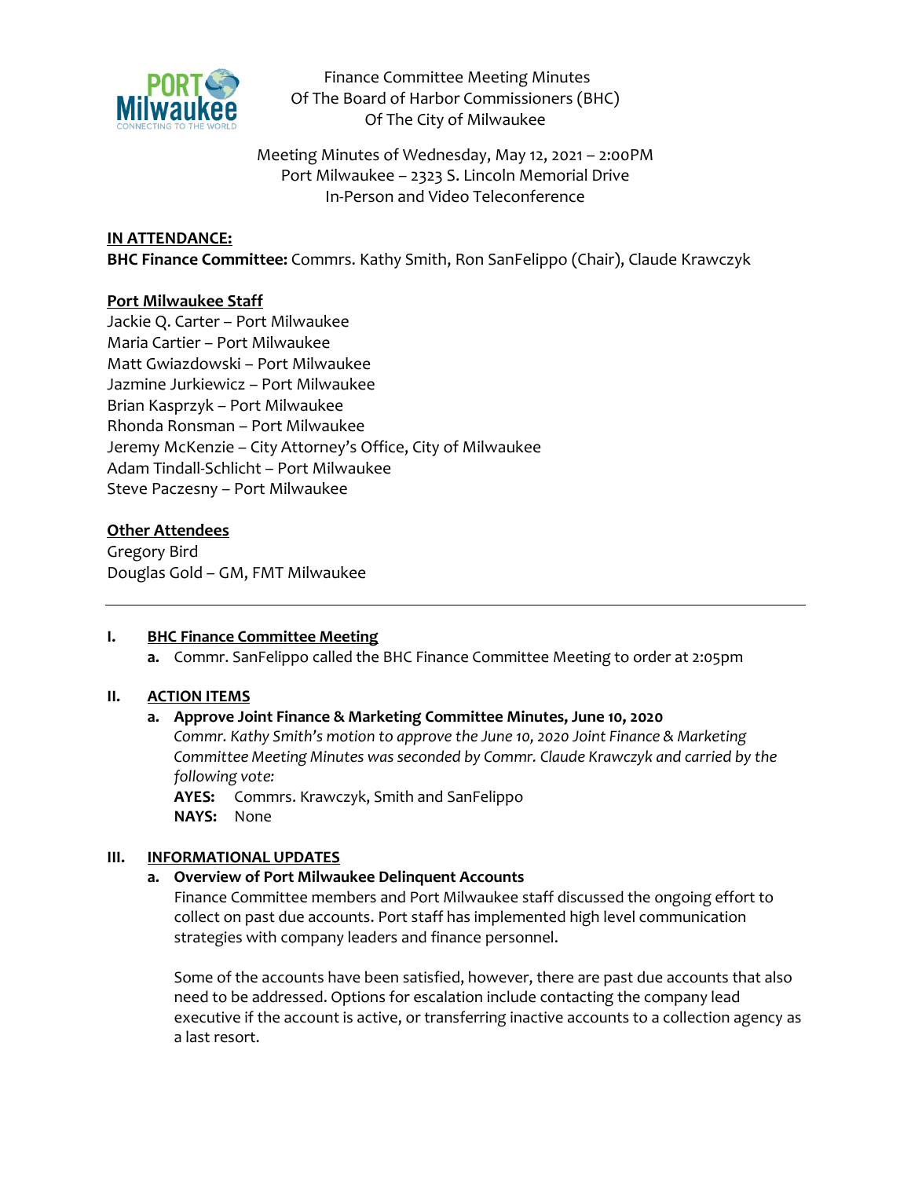Finance Committee Meeting Minutes
Of The Board of Harbor Commissioners (BHC)
Of The City of Milwaukee

Meeting Minutes of Wednesday, May 12, 2021 – 2:00PM
Port Milwaukee – 2323 S. Lincoln Memorial Drive
In-Person and Video Teleconference

**IN ATTENDANCE:**

**BHC Finance Committee:** Commrs. Kathy Smith, Ron SanFelippo (Chair), Claude Krawczyk

**Port Milwaukee Staff**

Jackie Q. Carter – Port Milwaukee
Maria Cartier – Port Milwaukee
Matt Gwiazdowski – Port Milwaukee
Jazmine Jurkiewicz – Port Milwaukee
Brian Kasprzyk – Port Milwaukee
Rhonda Ronsman – Port Milwaukee
Jeremy McKenzie – City Attorney's Office, City of Milwaukee
Adam Tindall-Schlicht – Port Milwaukee
Steve Paczesny – Port Milwaukee

**Other Attendees**

Gregory Bird
Douglas Gold – GM, FMT Milwaukee

---

## I. BHC Finance Committee Meeting

a. Commr. SanFelippo called the BHC Finance Committee Meeting to order at 2:05pm

## II. ACTION ITEMS

**a. Approve Joint Finance & Marketing Committee Minutes, June 10, 2020**

*Commr. Kathy Smith's motion to approve the June 10, 2020 Joint Finance & Marketing Committee Meeting Minutes was seconded by Commr. Claude Krawczyk and carried by the following vote:*

**AYES:** Commrs. Krawczyk, Smith and SanFelippo
**NAYS:** None

## III. INFORMATIONAL UPDATES

**a. Overview of Port Milwaukee Delinquent Accounts**

Finance Committee members and Port Milwaukee staff discussed the ongoing effort to collect on past due accounts. Port staff has implemented high level communication strategies with company leaders and finance personnel.

Some of the accounts have been satisfied, however, there are past due accounts that also need to be addressed. Options for escalation include contacting the company lead executive if the account is active, or transferring inactive accounts to a collection agency as a last resort.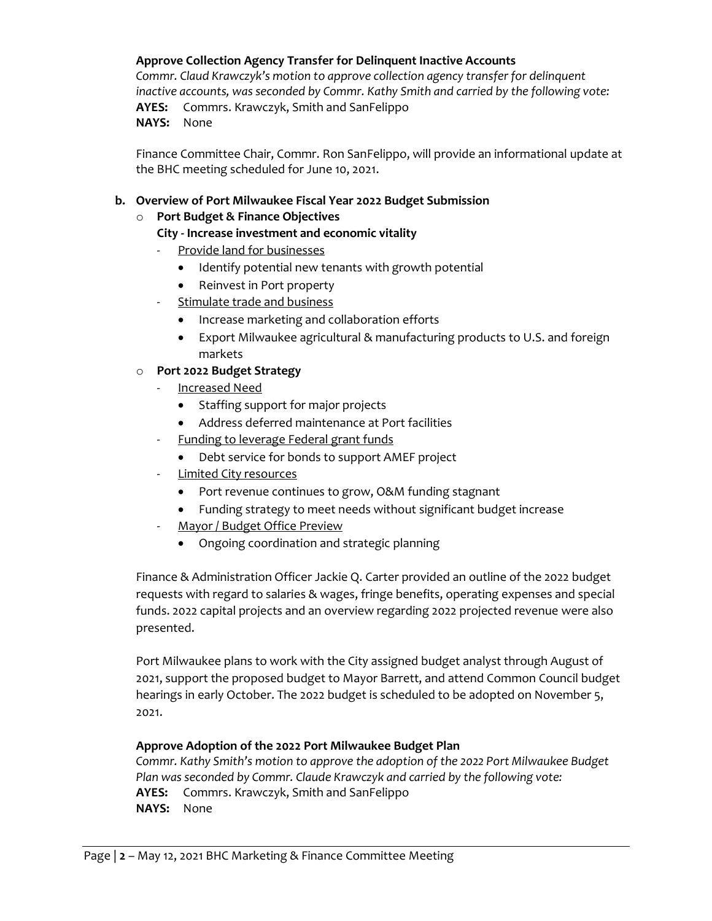**Approve Collection Agency Transfer for Delinquent Inactive Accounts**

*Commr. Claud Krawczyk's motion to approve collection agency transfer for delinquent inactive accounts, was seconded by Commr. Kathy Smith and carried by the following vote:*

**AYES:** Commrs. Krawczyk, Smith and SanFelippo

**NAYS:** None

Finance Committee Chair, Commr. Ron SanFelippo, will provide an informational update at the BHC meeting scheduled for June 10, 2021.

**b. Overview of Port Milwaukee Fiscal Year 2022 Budget Submission**

- **Port Budget & Finance Objectives**

  **City - Increase investment and economic vitality**
  - Provide land for businesses
    - Identify potential new tenants with growth potential
    - Reinvest in Port property
  - Stimulate trade and business
    - Increase marketing and collaboration efforts
    - Export Milwaukee agricultural & manufacturing products to U.S. and foreign markets
- **Port 2022 Budget Strategy**
  - Increased Need
    - Staffing support for major projects
    - Address deferred maintenance at Port facilities
  - Funding to leverage Federal grant funds
    - Debt service for bonds to support AMEF project
  - Limited City resources
    - Port revenue continues to grow, O&M funding stagnant
    - Funding strategy to meet needs without significant budget increase
  - Mayor / Budget Office Preview
    - Ongoing coordination and strategic planning

Finance & Administration Officer Jackie Q. Carter provided an outline of the 2022 budget requests with regard to salaries & wages, fringe benefits, operating expenses and special funds. 2022 capital projects and an overview regarding 2022 projected revenue were also presented.

Port Milwaukee plans to work with the City assigned budget analyst through August of 2021, support the proposed budget to Mayor Barrett, and attend Common Council budget hearings in early October. The 2022 budget is scheduled to be adopted on November 5, 2021.

**Approve Adoption of the 2022 Port Milwaukee Budget Plan**

*Commr. Kathy Smith's motion to approve the adoption of the 2022 Port Milwaukee Budget Plan was seconded by Commr. Claude Krawczyk and carried by the following vote:*

**AYES:** Commrs. Krawczyk, Smith and SanFelippo

**NAYS:** None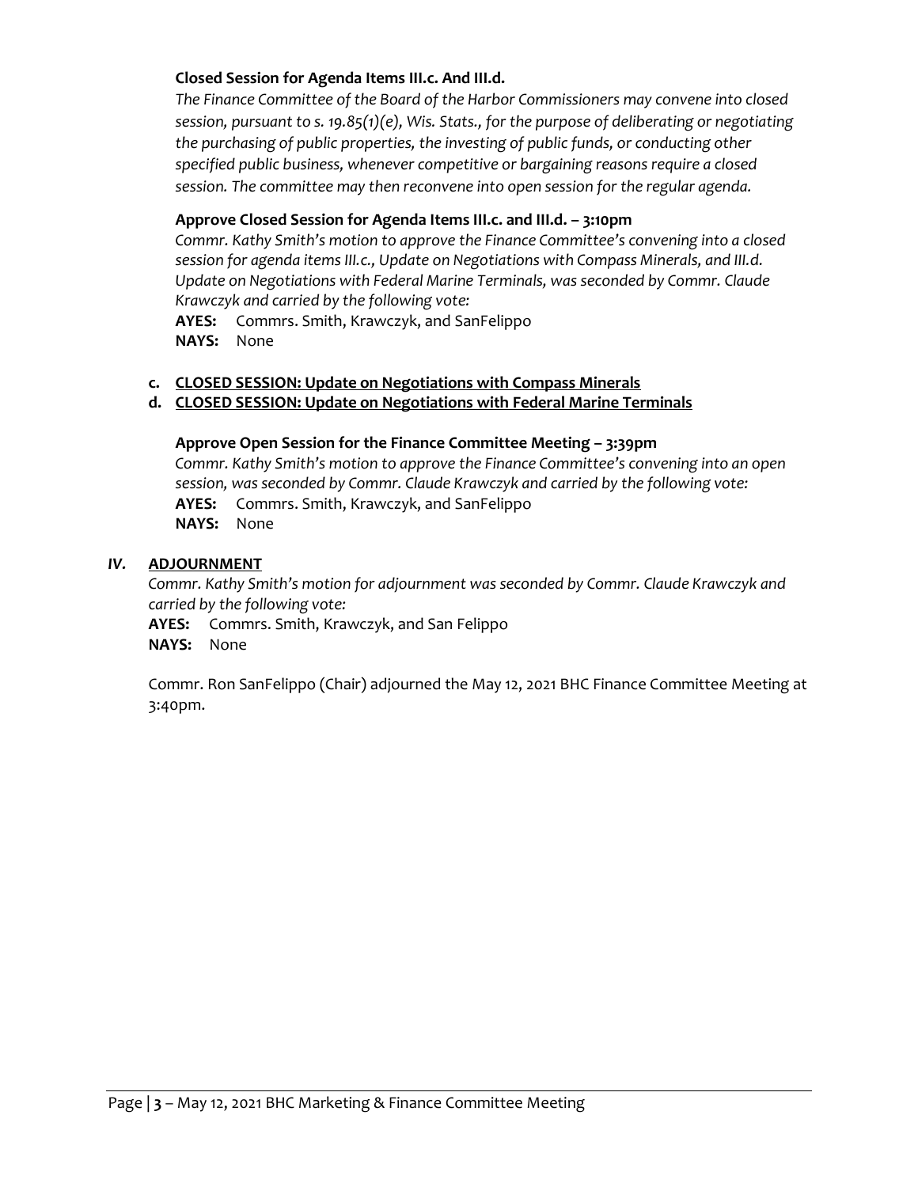**Closed Session for Agenda Items III.c. And III.d.**

*The Finance Committee of the Board of the Harbor Commissioners may convene into closed session, pursuant to s. 19.85(1)(e), Wis. Stats., for the purpose of deliberating or negotiating the purchasing of public properties, the investing of public funds, or conducting other specified public business, whenever competitive or bargaining reasons require a closed session. The committee may then reconvene into open session for the regular agenda.*

**Approve Closed Session for Agenda Items III.c. and III.d. – 3:10pm**

*Commr. Kathy Smith's motion to approve the Finance Committee's convening into a closed session for agenda items III.c., Update on Negotiations with Compass Minerals, and III.d. Update on Negotiations with Federal Marine Terminals, was seconded by Commr. Claude Krawczyk and carried by the following vote:*

**AYES:** Commrs. Smith, Krawczyk, and SanFelippo
**NAYS:** None

c. **CLOSED SESSION: Update on Negotiations with Compass Minerals**
d. **CLOSED SESSION: Update on Negotiations with Federal Marine Terminals**

**Approve Open Session for the Finance Committee Meeting – 3:39pm**

*Commr. Kathy Smith's motion to approve the Finance Committee's convening into an open session, was seconded by Commr. Claude Krawczyk and carried by the following vote:*

**AYES:** Commrs. Smith, Krawczyk, and SanFelippo
**NAYS:** None

## *IV.* ADJOURNMENT

*Commr. Kathy Smith's motion for adjournment was seconded by Commr. Claude Krawczyk and carried by the following vote:*

**AYES:** Commrs. Smith, Krawczyk, and San Felippo
**NAYS:** None

Commr. Ron SanFelippo (Chair) adjourned the May 12, 2021 BHC Finance Committee Meeting at 3:40pm.